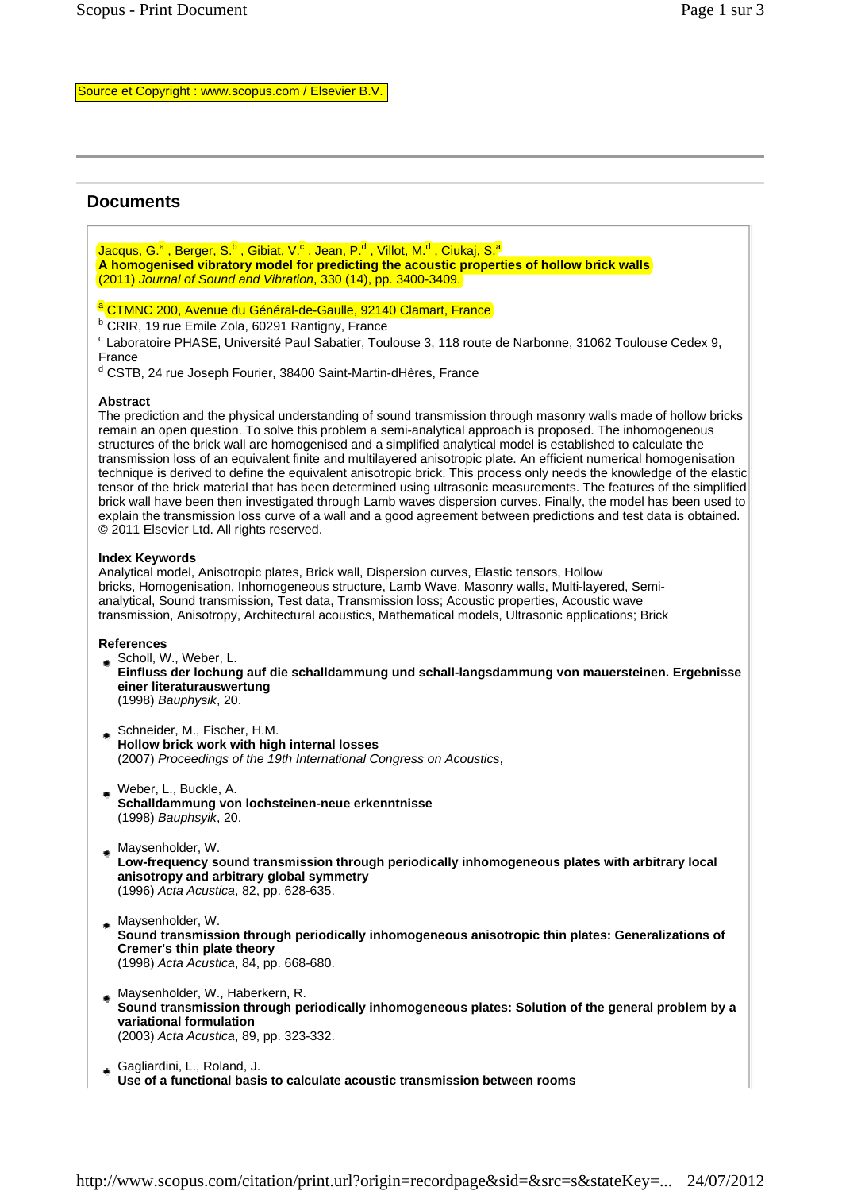Source et Copyright : www.scopus.com / Elsevier B.V.

## Documents

Jacqus, G.[a] , Berger, S.[b] , Gibiat, V.[c] , Jean, P.[d] , Villot, M.[d] , Ciukaj, S.[a]

**A homogenised vibratory model for predicting the acoustic properties of hollow brick walls**

(2011) *Journal of Sound and Vibration*, 330 (14), pp. 3400-3409.

[a] CTMNC 200, Avenue du Général-de-Gaulle, 92140 Clamart, France

[b] CRIR, 19 rue Emile Zola, 60291 Rantigny, France

[c] Laboratoire PHASE, Université Paul Sabatier, Toulouse 3, 118 route de Narbonne, 31062 Toulouse Cedex 9, France

[d] CSTB, 24 rue Joseph Fourier, 38400 Saint-Martin-dHères, France

**Abstract**

The prediction and the physical understanding of sound transmission through masonry walls made of hollow bricks remain an open question. To solve this problem a semi-analytical approach is proposed. The inhomogeneous structures of the brick wall are homogenised and a simplified analytical model is established to calculate the transmission loss of an equivalent finite and multilayered anisotropic plate. An efficient numerical homogenisation technique is derived to define the equivalent anisotropic brick. This process only needs the knowledge of the elastic tensor of the brick material that has been determined using ultrasonic measurements. The features of the simplified brick wall have been then investigated through Lamb waves dispersion curves. Finally, the model has been used to explain the transmission loss curve of a wall and a good agreement between predictions and test data is obtained. © 2011 Elsevier Ltd. All rights reserved.

**Index Keywords**

Analytical model, Anisotropic plates, Brick wall, Dispersion curves, Elastic tensors, Hollow bricks, Homogenisation, Inhomogeneous structure, Lamb Wave, Masonry walls, Multi-layered, Semi-analytical, Sound transmission, Test data, Transmission loss; Acoustic properties, Acoustic wave transmission, Anisotropy, Architectural acoustics, Mathematical models, Ultrasonic applications; Brick

**References**

- Scholl, W., Weber, L.
  **Einfluss der lochung auf die schalldammung und schall-langsdammung von mauersteinen. Ergebnisse einer literaturauswertung**
  (1998) *Bauphysik*, 20.

- Schneider, M., Fischer, H.M.
  **Hollow brick work with high internal losses**
  (2007) *Proceedings of the 19th International Congress on Acoustics*,

- Weber, L., Buckle, A.
  **Schalldammung von lochsteinen-neue erkenntnisse**
  (1998) *Bauphsyik*, 20.

- Maysenholder, W.
  **Low-frequency sound transmission through periodically inhomogeneous plates with arbitrary local anisotropy and arbitrary global symmetry**
  (1996) *Acta Acustica*, 82, pp. 628-635.

- Maysenholder, W.
  **Sound transmission through periodically inhomogeneous anisotropic thin plates: Generalizations of Cremer's thin plate theory**
  (1998) *Acta Acustica*, 84, pp. 668-680.

- Maysenholder, W., Haberkern, R.
  **Sound transmission through periodically inhomogeneous plates: Solution of the general problem by a variational formulation**
  (2003) *Acta Acustica*, 89, pp. 323-332.

- Gagliardini, L., Roland, J.
  **Use of a functional basis to calculate acoustic transmission between rooms**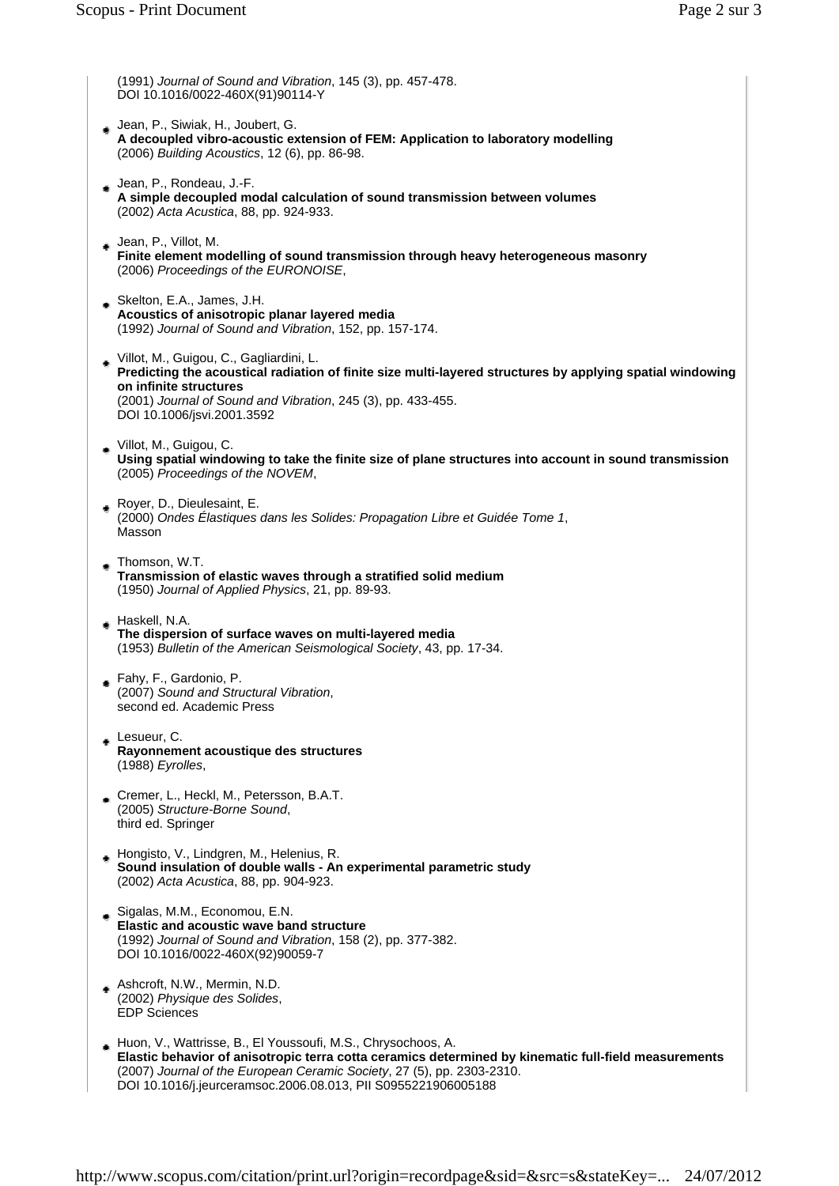(1991) *Journal of Sound and Vibration*, 145 (3), pp. 457-478.
DOI 10.1016/0022-460X(91)90114-Y

- Jean, P., Siwiak, H., Joubert, G.
  **A decoupled vibro-acoustic extension of FEM: Application to laboratory modelling**
  (2006) *Building Acoustics*, 12 (6), pp. 86-98.

- Jean, P., Rondeau, J.-F.
  **A simple decoupled modal calculation of sound transmission between volumes**
  (2002) *Acta Acustica*, 88, pp. 924-933.

- Jean, P., Villot, M.
  **Finite element modelling of sound transmission through heavy heterogeneous masonry**
  (2006) *Proceedings of the EURONOISE*,

- Skelton, E.A., James, J.H.
  **Acoustics of anisotropic planar layered media**
  (1992) *Journal of Sound and Vibration*, 152, pp. 157-174.

- Villot, M., Guigou, C., Gagliardini, L.
  **Predicting the acoustical radiation of finite size multi-layered structures by applying spatial windowing on infinite structures**
  (2001) *Journal of Sound and Vibration*, 245 (3), pp. 433-455.
  DOI 10.1006/jsvi.2001.3592

- Villot, M., Guigou, C.
  **Using spatial windowing to take the finite size of plane structures into account in sound transmission**
  (2005) *Proceedings of the NOVEM*,

- Royer, D., Dieulesaint, E.
  (2000) *Ondes Élastiques dans les Solides: Propagation Libre et Guidée Tome 1*,
  Masson

- Thomson, W.T.
  **Transmission of elastic waves through a stratified solid medium**
  (1950) *Journal of Applied Physics*, 21, pp. 89-93.

- Haskell, N.A.
  **The dispersion of surface waves on multi-layered media**
  (1953) *Bulletin of the American Seismological Society*, 43, pp. 17-34.

- Fahy, F., Gardonio, P.
  (2007) *Sound and Structural Vibration*,
  second ed. Academic Press

- Lesueur, C.
  **Rayonnement acoustique des structures**
  (1988) *Eyrolles*,

- Cremer, L., Heckl, M., Petersson, B.A.T.
  (2005) *Structure-Borne Sound*,
  third ed. Springer

- Hongisto, V., Lindgren, M., Helenius, R.
  **Sound insulation of double walls - An experimental parametric study**
  (2002) *Acta Acustica*, 88, pp. 904-923.

- Sigalas, M.M., Economou, E.N.
  **Elastic and acoustic wave band structure**
  (1992) *Journal of Sound and Vibration*, 158 (2), pp. 377-382.
  DOI 10.1016/0022-460X(92)90059-7

- Ashcroft, N.W., Mermin, N.D.
  (2002) *Physique des Solides*,
  EDP Sciences

- Huon, V., Wattrisse, B., El Youssoufi, M.S., Chrysochoos, A.
  **Elastic behavior of anisotropic terra cotta ceramics determined by kinematic full-field measurements**
  (2007) *Journal of the European Ceramic Society*, 27 (5), pp. 2303-2310.
  DOI 10.1016/j.jeurceramsoc.2006.08.013, PII S0955221906005188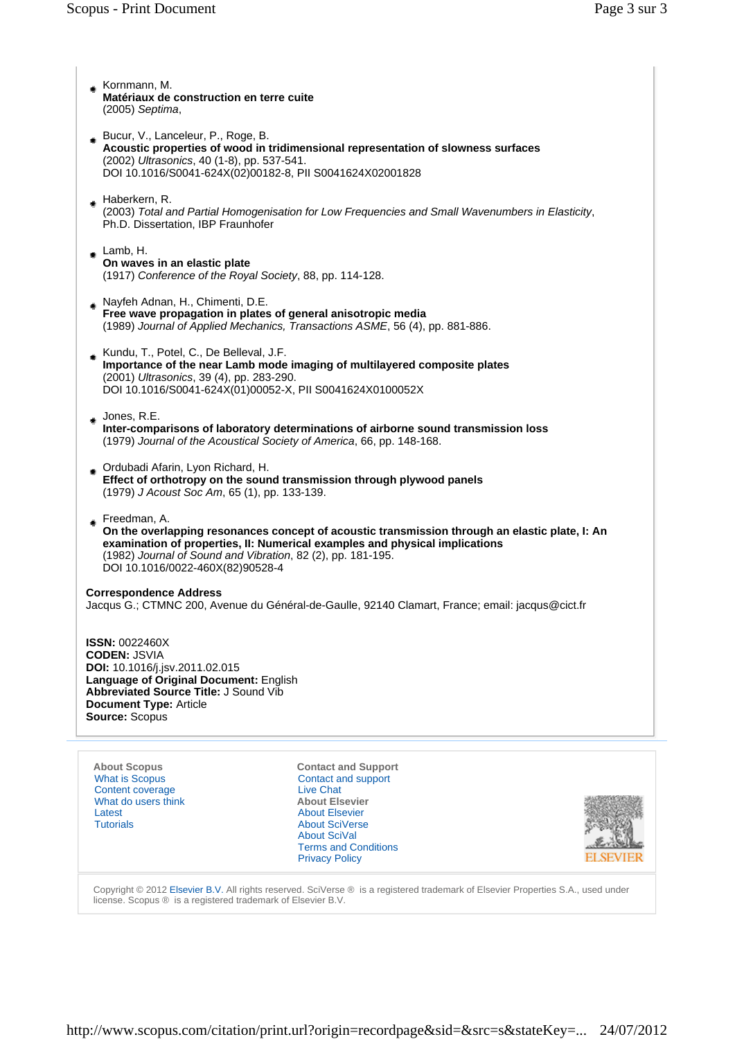- Kornmann, M.
  **Matériaux de construction en terre cuite**
  (2005) *Septima*,

- Bucur, V., Lanceleur, P., Roge, B.
  **Acoustic properties of wood in tridimensional representation of slowness surfaces**
  (2002) *Ultrasonics*, 40 (1-8), pp. 537-541.
  DOI 10.1016/S0041-624X(02)00182-8, PII S0041624X02001828

- Haberkern, R.
  (2003) *Total and Partial Homogenisation for Low Frequencies and Small Wavenumbers in Elasticity*, Ph.D. Dissertation, IBP Fraunhofer

- Lamb, H.
  **On waves in an elastic plate**
  (1917) *Conference of the Royal Society*, 88, pp. 114-128.

- Nayfeh Adnan, H., Chimenti, D.E.
  **Free wave propagation in plates of general anisotropic media**
  (1989) *Journal of Applied Mechanics, Transactions ASME*, 56 (4), pp. 881-886.

- Kundu, T., Potel, C., De Belleval, J.F.
  **Importance of the near Lamb mode imaging of multilayered composite plates**
  (2001) *Ultrasonics*, 39 (4), pp. 283-290.
  DOI 10.1016/S0041-624X(01)00052-X, PII S0041624X0100052X

- Jones, R.E.
  **Inter-comparisons of laboratory determinations of airborne sound transmission loss**
  (1979) *Journal of the Acoustical Society of America*, 66, pp. 148-168.

- Ordubadi Afarin, Lyon Richard, H.
  **Effect of orthotropy on the sound transmission through plywood panels**
  (1979) *J Acoust Soc Am*, 65 (1), pp. 133-139.

- Freedman, A.
  **On the overlapping resonances concept of acoustic transmission through an elastic plate, I: An examination of properties, II: Numerical examples and physical implications**
  (1982) *Journal of Sound and Vibration*, 82 (2), pp. 181-195.
  DOI 10.1016/0022-460X(82)90528-4

**Correspondence Address**
Jacqus G.; CTMNC 200, Avenue du Général-de-Gaulle, 92140 Clamart, France; email: jacqus@cict.fr

**ISSN:** 0022460X
**CODEN:** JSVIA
**DOI:** 10.1016/j.jsv.2011.02.015
**Language of Original Document:** English
**Abbreviated Source Title:** J Sound Vib
**Document Type:** Article
**Source:** Scopus

**About Scopus**
What is Scopus
Content coverage
What do users think
Latest
Tutorials

**Contact and Support**
Contact and support
Live Chat

**About Elsevier**
About Elsevier
About SciVerse
About SciVal
Terms and Conditions
Privacy Policy

ELSEVIER

Copyright © 2012 Elsevier B.V. All rights reserved. SciVerse ® is a registered trademark of Elsevier Properties S.A., used under license. Scopus ® is a registered trademark of Elsevier B.V.